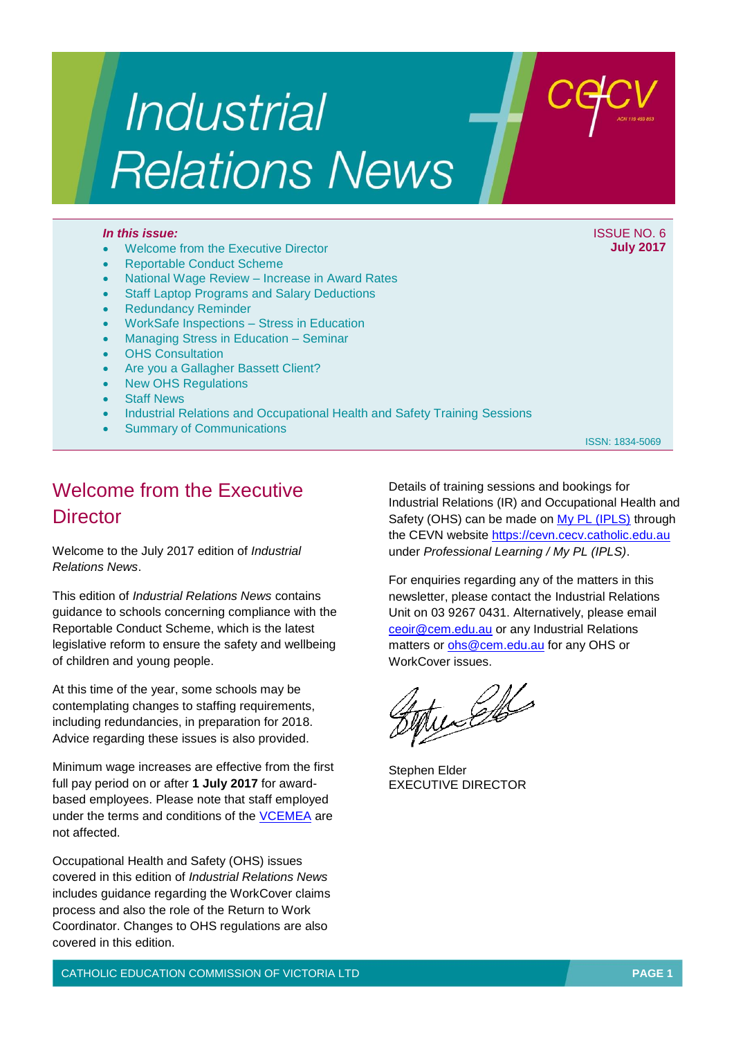# Industrial Relations News

***In this issue:***

- Welcome from the Executive Director
- Reportable Conduct Scheme
- National Wage Review – Increase in Award Rates
- Staff Laptop Programs and Salary Deductions
- Redundancy Reminder
- WorkSafe Inspections – Stress in Education
- Managing Stress in Education – Seminar
- OHS Consultation
- Are you a Gallagher Bassett Client?
- New OHS Regulations
- Staff News
- Industrial Relations and Occupational Health and Safety Training Sessions
- Summary of Communications

ISSUE NO. 6
**July 2017**

ISSN: 1834-5069

## Welcome from the Executive Director

Welcome to the July 2017 edition of *Industrial Relations News*.

This edition of *Industrial Relations News* contains guidance to schools concerning compliance with the Reportable Conduct Scheme, which is the latest legislative reform to ensure the safety and wellbeing of children and young people.

At this time of the year, some schools may be contemplating changes to staffing requirements, including redundancies, in preparation for 2018. Advice regarding these issues is also provided.

Minimum wage increases are effective from the first full pay period on or after **1 July 2017** for award-based employees. Please note that staff employed under the terms and conditions of the VCEMEA are not affected.

Occupational Health and Safety (OHS) issues covered in this edition of *Industrial Relations News* includes guidance regarding the WorkCover claims process and also the role of the Return to Work Coordinator. Changes to OHS regulations are also covered in this edition.

Details of training sessions and bookings for Industrial Relations (IR) and Occupational Health and Safety (OHS) can be made on My PL (IPLS) through the CEVN website https://cevn.cecv.catholic.edu.au under *Professional Learning / My PL (IPLS)*.

For enquiries regarding any of the matters in this newsletter, please contact the Industrial Relations Unit on 03 9267 0431. Alternatively, please email ceoir@cem.edu.au or any Industrial Relations matters or ohs@cem.edu.au for any OHS or WorkCover issues.

Stephen Elder
EXECUTIVE DIRECTOR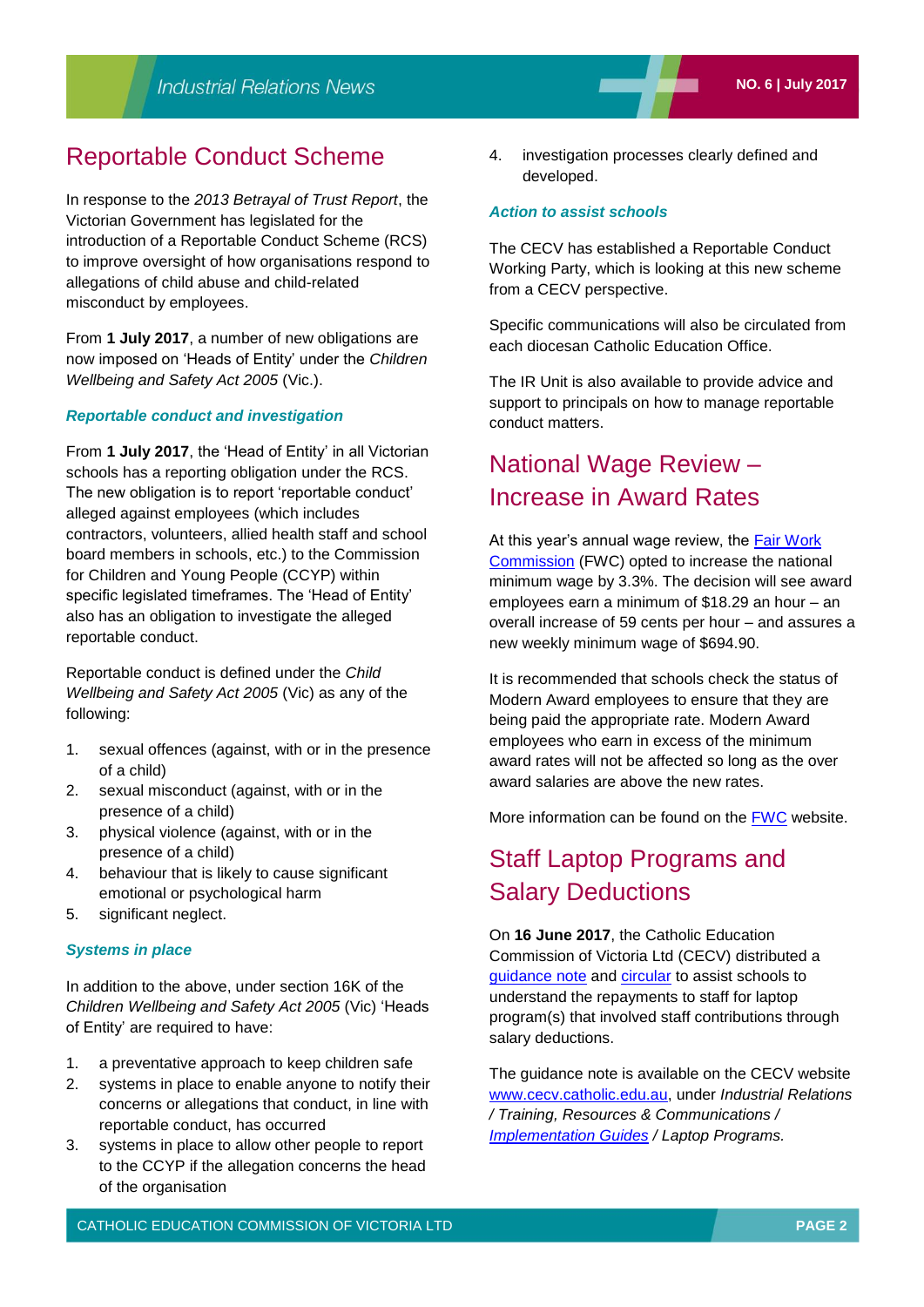# Reportable Conduct Scheme

In response to the *2013 Betrayal of Trust Report*, the Victorian Government has legislated for the introduction of a Reportable Conduct Scheme (RCS) to improve oversight of how organisations respond to allegations of child abuse and child-related misconduct by employees.

From **1 July 2017**, a number of new obligations are now imposed on 'Heads of Entity' under the *Children Wellbeing and Safety Act 2005* (Vic.).

### *Reportable conduct and investigation*

From **1 July 2017**, the 'Head of Entity' in all Victorian schools has a reporting obligation under the RCS. The new obligation is to report 'reportable conduct' alleged against employees (which includes contractors, volunteers, allied health staff and school board members in schools, etc.) to the Commission for Children and Young People (CCYP) within specific legislated timeframes. The 'Head of Entity' also has an obligation to investigate the alleged reportable conduct.

Reportable conduct is defined under the *Child Wellbeing and Safety Act 2005* (Vic) as any of the following:

1. sexual offences (against, with or in the presence of a child)
2. sexual misconduct (against, with or in the presence of a child)
3. physical violence (against, with or in the presence of a child)
4. behaviour that is likely to cause significant emotional or psychological harm
5. significant neglect.

### *Systems in place*

In addition to the above, under section 16K of the *Children Wellbeing and Safety Act 2005* (Vic) 'Heads of Entity' are required to have:

1. a preventative approach to keep children safe
2. systems in place to enable anyone to notify their concerns or allegations that conduct, in line with reportable conduct, has occurred
3. systems in place to allow other people to report to the CCYP if the allegation concerns the head of the organisation
4. investigation processes clearly defined and developed.

### *Action to assist schools*

The CECV has established a Reportable Conduct Working Party, which is looking at this new scheme from a CECV perspective.

Specific communications will also be circulated from each diocesan Catholic Education Office.

The IR Unit is also available to provide advice and support to principals on how to manage reportable conduct matters.

# National Wage Review – Increase in Award Rates

At this year's annual wage review, the Fair Work Commission (FWC) opted to increase the national minimum wage by 3.3%. The decision will see award employees earn a minimum of $18.29 an hour – an overall increase of 59 cents per hour – and assures a new weekly minimum wage of $694.90.

It is recommended that schools check the status of Modern Award employees to ensure that they are being paid the appropriate rate. Modern Award employees who earn in excess of the minimum award rates will not be affected so long as the over award salaries are above the new rates.

More information can be found on the FWC website.

# Staff Laptop Programs and Salary Deductions

On **16 June 2017**, the Catholic Education Commission of Victoria Ltd (CECV) distributed a guidance note and circular to assist schools to understand the repayments to staff for laptop program(s) that involved staff contributions through salary deductions.

The guidance note is available on the CECV website www.cecv.catholic.edu.au, under *Industrial Relations / Training, Resources & Communications / Implementation Guides / Laptop Programs.*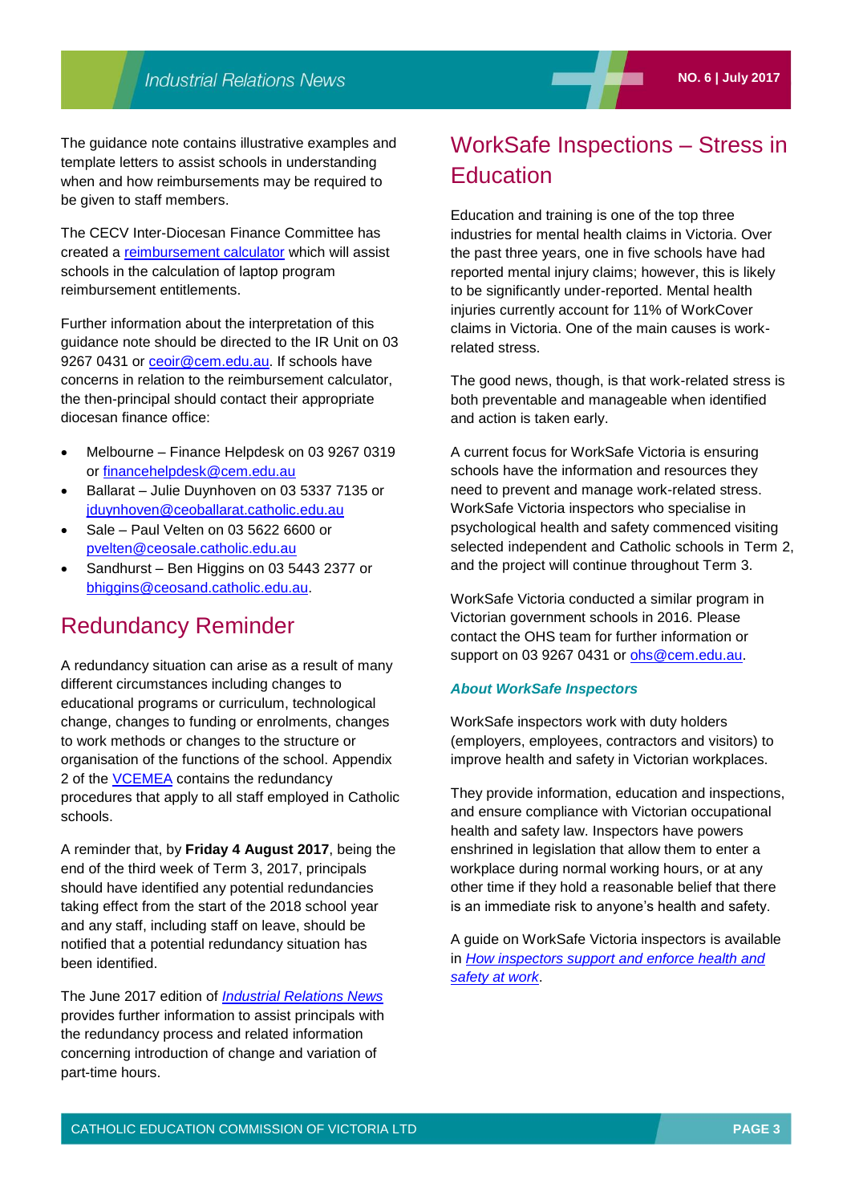The guidance note contains illustrative examples and template letters to assist schools in understanding when and how reimbursements may be required to be given to staff members.

The CECV Inter-Diocesan Finance Committee has created a reimbursement calculator which will assist schools in the calculation of laptop program reimbursement entitlements.

Further information about the interpretation of this guidance note should be directed to the IR Unit on 03 9267 0431 or ceoir@cem.edu.au. If schools have concerns in relation to the reimbursement calculator, the then-principal should contact their appropriate diocesan finance office:

- Melbourne – Finance Helpdesk on 03 9267 0319 or financehelpdesk@cem.edu.au
- Ballarat – Julie Duynhoven on 03 5337 7135 or jduynhoven@ceoballarat.catholic.edu.au
- Sale – Paul Velten on 03 5622 6600 or pvelten@ceosale.catholic.edu.au
- Sandhurst – Ben Higgins on 03 5443 2377 or bhiggins@ceosand.catholic.edu.au.

## Redundancy Reminder

A redundancy situation can arise as a result of many different circumstances including changes to educational programs or curriculum, technological change, changes to funding or enrolments, changes to work methods or changes to the structure or organisation of the functions of the school. Appendix 2 of the VCEMEA contains the redundancy procedures that apply to all staff employed in Catholic schools.

A reminder that, by **Friday 4 August 2017**, being the end of the third week of Term 3, 2017, principals should have identified any potential redundancies taking effect from the start of the 2018 school year and any staff, including staff on leave, should be notified that a potential redundancy situation has been identified.

The June 2017 edition of *Industrial Relations News* provides further information to assist principals with the redundancy process and related information concerning introduction of change and variation of part-time hours.

## WorkSafe Inspections – Stress in Education

Education and training is one of the top three industries for mental health claims in Victoria. Over the past three years, one in five schools have had reported mental injury claims; however, this is likely to be significantly under-reported. Mental health injuries currently account for 11% of WorkCover claims in Victoria. One of the main causes is work-related stress.

The good news, though, is that work-related stress is both preventable and manageable when identified and action is taken early.

A current focus for WorkSafe Victoria is ensuring schools have the information and resources they need to prevent and manage work-related stress. WorkSafe Victoria inspectors who specialise in psychological health and safety commenced visiting selected independent and Catholic schools in Term 2, and the project will continue throughout Term 3.

WorkSafe Victoria conducted a similar program in Victorian government schools in 2016. Please contact the OHS team for further information or support on 03 9267 0431 or ohs@cem.edu.au.

### *About WorkSafe Inspectors*

WorkSafe inspectors work with duty holders (employers, employees, contractors and visitors) to improve health and safety in Victorian workplaces.

They provide information, education and inspections, and ensure compliance with Victorian occupational health and safety law. Inspectors have powers enshrined in legislation that allow them to enter a workplace during normal working hours, or at any other time if they hold a reasonable belief that there is an immediate risk to anyone's health and safety.

A guide on WorkSafe Victoria inspectors is available in *How inspectors support and enforce health and safety at work*.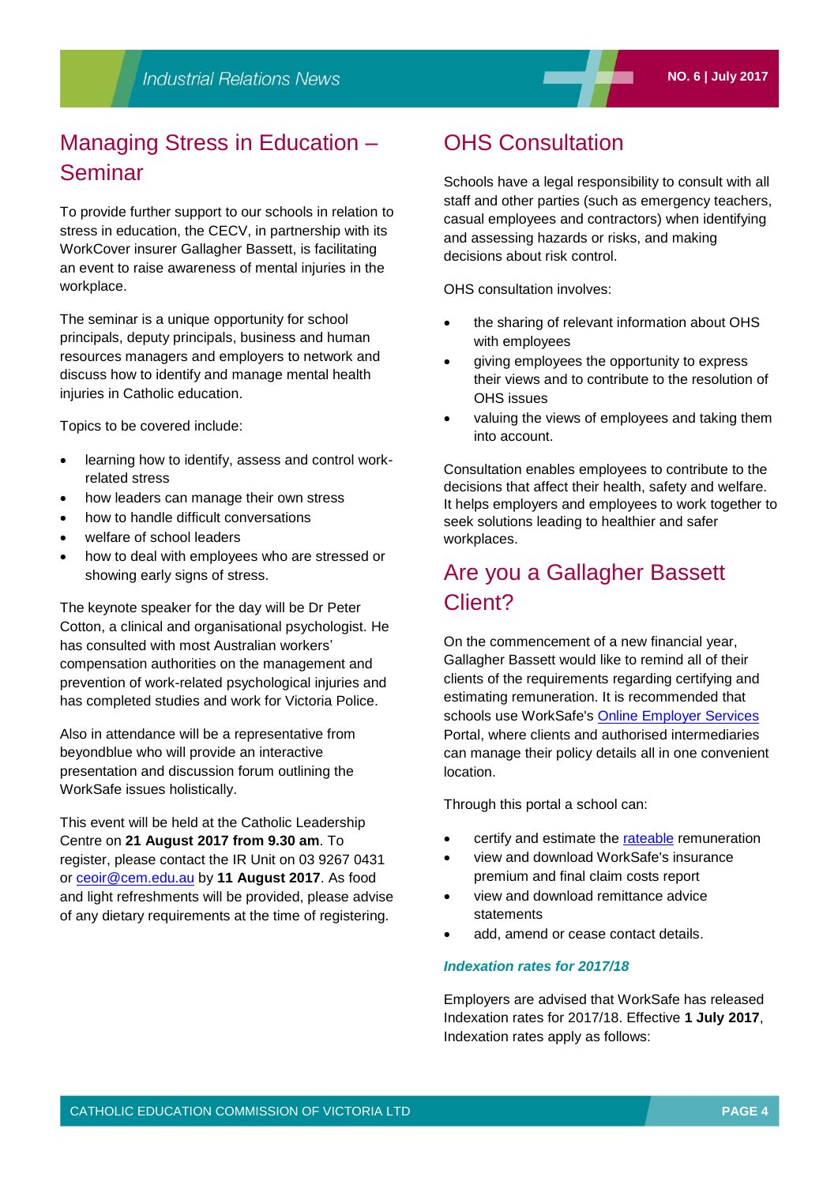## Managing Stress in Education – Seminar

To provide further support to our schools in relation to stress in education, the CECV, in partnership with its WorkCover insurer Gallagher Bassett, is facilitating an event to raise awareness of mental injuries in the workplace.

The seminar is a unique opportunity for school principals, deputy principals, business and human resources managers and employers to network and discuss how to identify and manage mental health injuries in Catholic education.

Topics to be covered include:

- learning how to identify, assess and control work-related stress
- how leaders can manage their own stress
- how to handle difficult conversations
- welfare of school leaders
- how to deal with employees who are stressed or showing early signs of stress.

The keynote speaker for the day will be Dr Peter Cotton, a clinical and organisational psychologist. He has consulted with most Australian workers' compensation authorities on the management and prevention of work-related psychological injuries and has completed studies and work for Victoria Police.

Also in attendance will be a representative from beyondblue who will provide an interactive presentation and discussion forum outlining the WorkSafe issues holistically.

This event will be held at the Catholic Leadership Centre on **21 August 2017 from 9.30 am**. To register, please contact the IR Unit on 03 9267 0431 or [ceoir@cem.edu.au](mailto:ceoir@cem.edu.au) by **11 August 2017**. As food and light refreshments will be provided, please advise of any dietary requirements at the time of registering.

## OHS Consultation

Schools have a legal responsibility to consult with all staff and other parties (such as emergency teachers, casual employees and contractors) when identifying and assessing hazards or risks, and making decisions about risk control.

OHS consultation involves:

- the sharing of relevant information about OHS with employees
- giving employees the opportunity to express their views and to contribute to the resolution of OHS issues
- valuing the views of employees and taking them into account.

Consultation enables employees to contribute to the decisions that affect their health, safety and welfare. It helps employers and employees to work together to seek solutions leading to healthier and safer workplaces.

## Are you a Gallagher Bassett Client?

On the commencement of a new financial year, Gallagher Bassett would like to remind all of their clients of the requirements regarding certifying and estimating remuneration. It is recommended that schools use WorkSafe's [Online Employer Services]() Portal, where clients and authorised intermediaries can manage their policy details all in one convenient location.

Through this portal a school can:

- certify and estimate the [rateable]() remuneration
- view and download WorkSafe's insurance premium and final claim costs report
- view and download remittance advice statements
- add, amend or cease contact details.

### *Indexation rates for 2017/18*

Employers are advised that WorkSafe has released Indexation rates for 2017/18. Effective **1 July 2017**, Indexation rates apply as follows: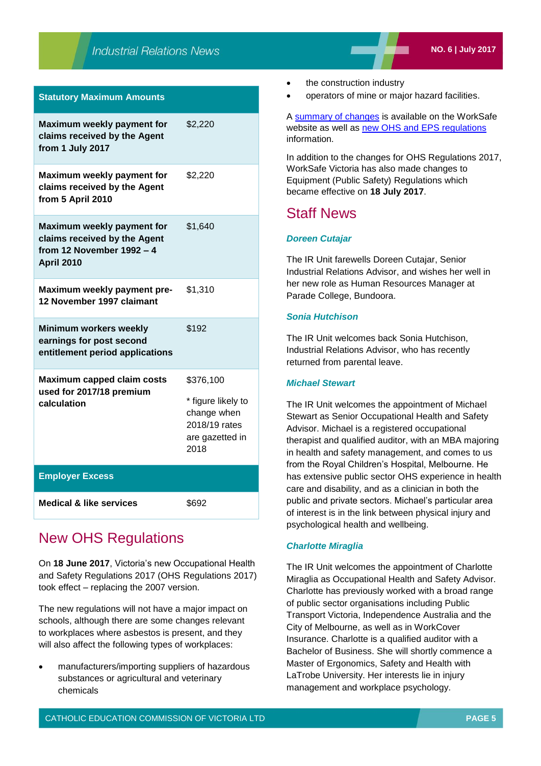| Statutory Maximum Amounts | |
|---|---|
| **Maximum weekly payment for claims received by the Agent from 1 July 2017** | $2,220 |
| **Maximum weekly payment for claims received by the Agent from 5 April 2010** | $2,220 |
| **Maximum weekly payment for claims received by the Agent from 12 November 1992 – 4 April 2010** | $1,640 |
| **Maximum weekly payment pre-12 November 1997 claimant** | $1,310 |
| **Minimum workers weekly earnings for post second entitlement period applications** | $192 |
| **Maximum capped claim costs used for 2017/18 premium calculation** | $376,100<br><br>* figure likely to change when 2018/19 rates are gazetted in 2018 |
| **Employer Excess** | |
| **Medical & like services** | $692 |

## New OHS Regulations

On **18 June 2017**, Victoria's new Occupational Health and Safety Regulations 2017 (OHS Regulations 2017) took effect – replacing the 2007 version.

The new regulations will not have a major impact on schools, although there are some changes relevant to workplaces where asbestos is present, and they will also affect the following types of workplaces:

- manufacturers/importing suppliers of hazardous substances or agricultural and veterinary chemicals
- the construction industry
- operators of mine or major hazard facilities.

A summary of changes is available on the WorkSafe website as well as new OHS and EPS regulations information.

In addition to the changes for OHS Regulations 2017, WorkSafe Victoria has also made changes to Equipment (Public Safety) Regulations which became effective on **18 July 2017**.

## Staff News

### *Doreen Cutajar*

The IR Unit farewells Doreen Cutajar, Senior Industrial Relations Advisor, and wishes her well in her new role as Human Resources Manager at Parade College, Bundoora.

### *Sonia Hutchison*

The IR Unit welcomes back Sonia Hutchison, Industrial Relations Advisor, who has recently returned from parental leave.

### *Michael Stewart*

The IR Unit welcomes the appointment of Michael Stewart as Senior Occupational Health and Safety Advisor. Michael is a registered occupational therapist and qualified auditor, with an MBA majoring in health and safety management, and comes to us from the Royal Children's Hospital, Melbourne. He has extensive public sector OHS experience in health care and disability, and as a clinician in both the public and private sectors. Michael's particular area of interest is in the link between physical injury and psychological health and wellbeing.

### *Charlotte Miraglia*

The IR Unit welcomes the appointment of Charlotte Miraglia as Occupational Health and Safety Advisor. Charlotte has previously worked with a broad range of public sector organisations including Public Transport Victoria, Independence Australia and the City of Melbourne, as well as in WorkCover Insurance. Charlotte is a qualified auditor with a Bachelor of Business. She will shortly commence a Master of Ergonomics, Safety and Health with LaTrobe University. Her interests lie in injury management and workplace psychology.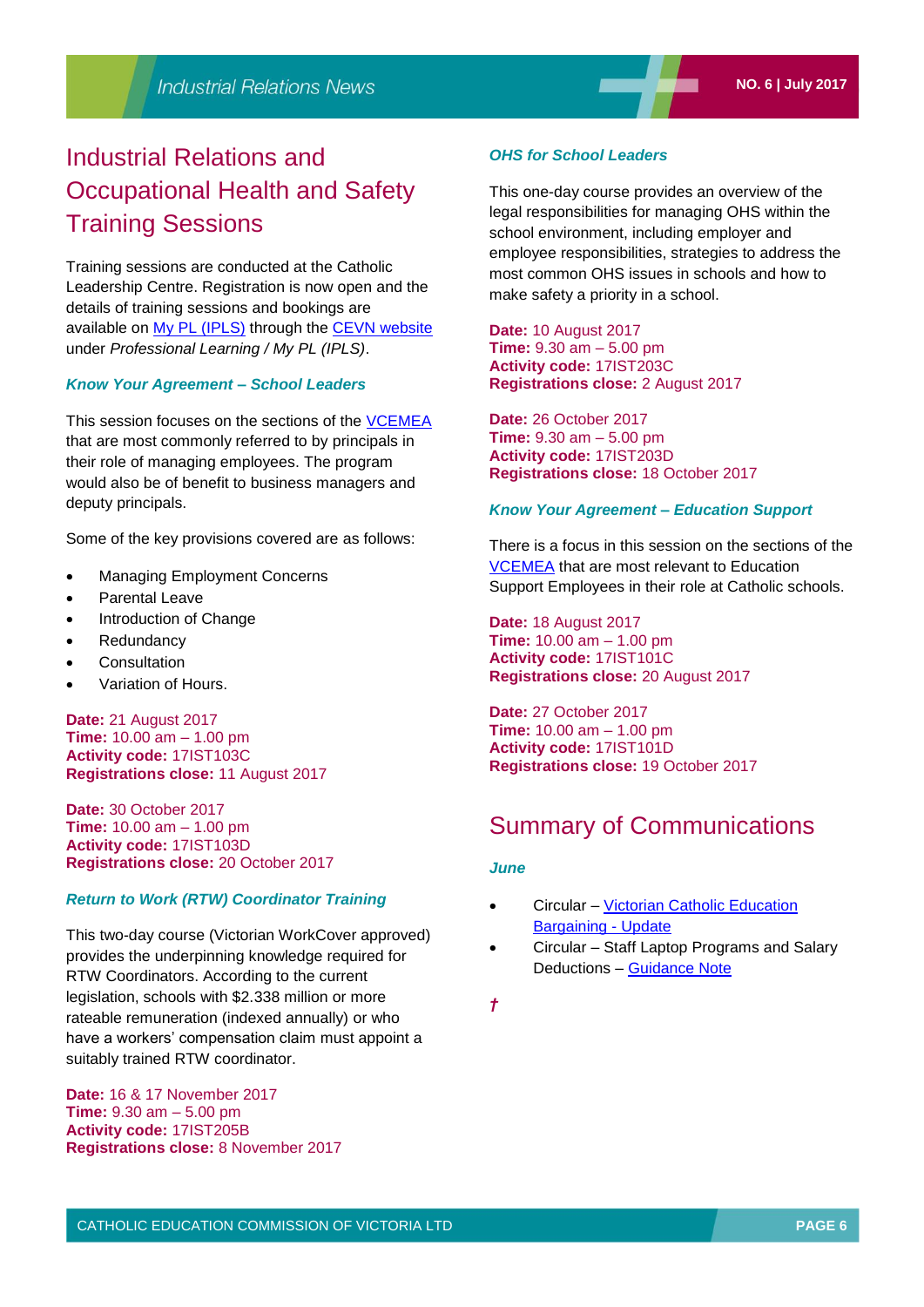# Industrial Relations and Occupational Health and Safety Training Sessions

Training sessions are conducted at the Catholic Leadership Centre. Registration is now open and the details of training sessions and bookings are available on My PL (IPLS) through the CEVN website under *Professional Learning / My PL (IPLS)*.

### *Know Your Agreement – School Leaders*

This session focuses on the sections of the VCEMEA that are most commonly referred to by principals in their role of managing employees. The program would also be of benefit to business managers and deputy principals.

Some of the key provisions covered are as follows:

- Managing Employment Concerns
- Parental Leave
- Introduction of Change
- Redundancy
- Consultation
- Variation of Hours.

**Date:** 21 August 2017
**Time:** 10.00 am – 1.00 pm
**Activity code:** 17IST103C
**Registrations close:** 11 August 2017

**Date:** 30 October 2017
**Time:** 10.00 am – 1.00 pm
**Activity code:** 17IST103D
**Registrations close:** 20 October 2017

### *Return to Work (RTW) Coordinator Training*

This two-day course (Victorian WorkCover approved) provides the underpinning knowledge required for RTW Coordinators. According to the current legislation, schools with $2.338 million or more rateable remuneration (indexed annually) or who have a workers' compensation claim must appoint a suitably trained RTW coordinator.

**Date:** 16 & 17 November 2017
**Time:** 9.30 am – 5.00 pm
**Activity code:** 17IST205B
**Registrations close:** 8 November 2017

### *OHS for School Leaders*

This one-day course provides an overview of the legal responsibilities for managing OHS within the school environment, including employer and employee responsibilities, strategies to address the most common OHS issues in schools and how to make safety a priority in a school.

**Date:** 10 August 2017
**Time:** 9.30 am – 5.00 pm
**Activity code:** 17IST203C
**Registrations close:** 2 August 2017

**Date:** 26 October 2017
**Time:** 9.30 am – 5.00 pm
**Activity code:** 17IST203D
**Registrations close:** 18 October 2017

### *Know Your Agreement – Education Support*

There is a focus in this session on the sections of the VCEMEA that are most relevant to Education Support Employees in their role at Catholic schools.

**Date:** 18 August 2017
**Time:** 10.00 am – 1.00 pm
**Activity code:** 17IST101C
**Registrations close:** 20 August 2017

**Date:** 27 October 2017
**Time:** 10.00 am – 1.00 pm
**Activity code:** 17IST101D
**Registrations close:** 19 October 2017

# Summary of Communications

### *June*

- Circular – Victorian Catholic Education Bargaining - Update
- Circular – Staff Laptop Programs and Salary Deductions – Guidance Note

†